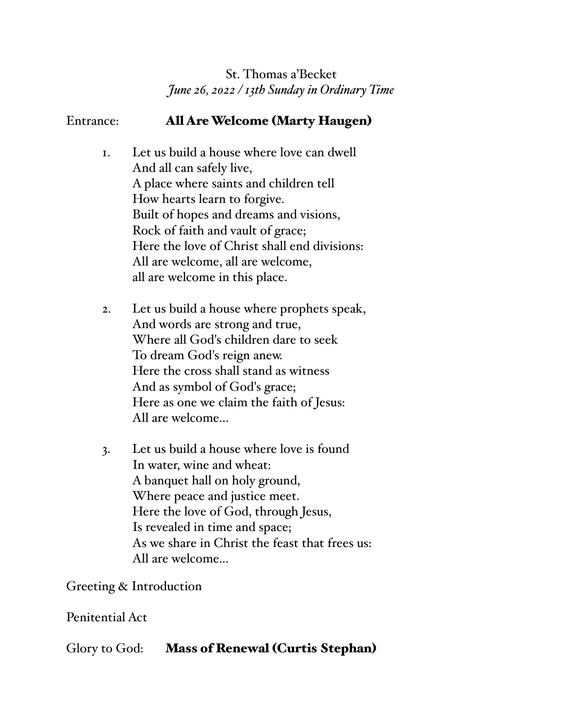St. Thomas a'Becket
*June 26, 2022 / 13th Sunday in Ordinary Time*

Entrance: **All Are Welcome (Marty Haugen)**

1. Let us build a house where love can dwell
   And all can safely live,
   A place where saints and children tell
   How hearts learn to forgive.
   Built of hopes and dreams and visions,
   Rock of faith and vault of grace;
   Here the love of Christ shall end divisions:
   All are welcome, all are welcome,
   all are welcome in this place.

2. Let us build a house where prophets speak,
   And words are strong and true,
   Where all God's children dare to seek
   To dream God's reign anew.
   Here the cross shall stand as witness
   And as symbol of God's grace;
   Here as one we claim the faith of Jesus:
   All are welcome…

3. Let us build a house where love is found
   In water, wine and wheat:
   A banquet hall on holy ground,
   Where peace and justice meet.
   Here the love of God, through Jesus,
   Is revealed in time and space;
   As we share in Christ the feast that frees us:
   All are welcome…

Greeting & Introduction

Penitential Act

Glory to God: **Mass of Renewal (Curtis Stephan)**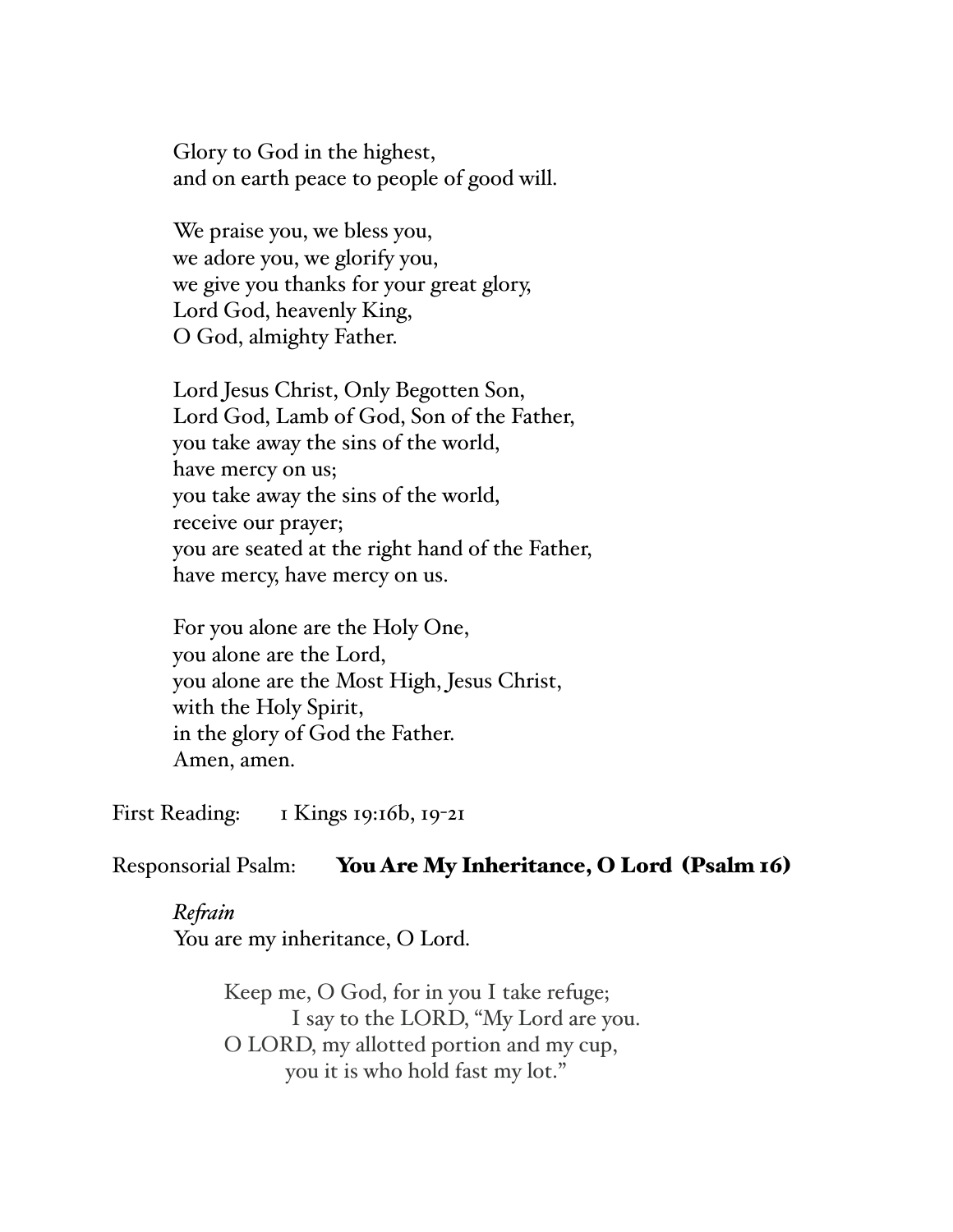Glory to God in the highest,
and on earth peace to people of good will.

We praise you, we bless you,
we adore you, we glorify you,
we give you thanks for your great glory,
Lord God, heavenly King,
O God, almighty Father.

Lord Jesus Christ, Only Begotten Son,
Lord God, Lamb of God, Son of the Father,
you take away the sins of the world,
have mercy on us;
you take away the sins of the world,
receive our prayer;
you are seated at the right hand of the Father,
have mercy, have mercy on us.

For you alone are the Holy One,
you alone are the Lord,
you alone are the Most High, Jesus Christ,
with the Holy Spirit,
in the glory of God the Father.
Amen, amen.

First Reading: 1 Kings 19:16b, 19-21

Responsorial Psalm: **You Are My Inheritance, O Lord (Psalm 16)**

*Refrain*
You are my inheritance, O Lord.

Keep me, O God, for in you I take refuge;
I say to the LORD, "My Lord are you.
O LORD, my allotted portion and my cup,
you it is who hold fast my lot."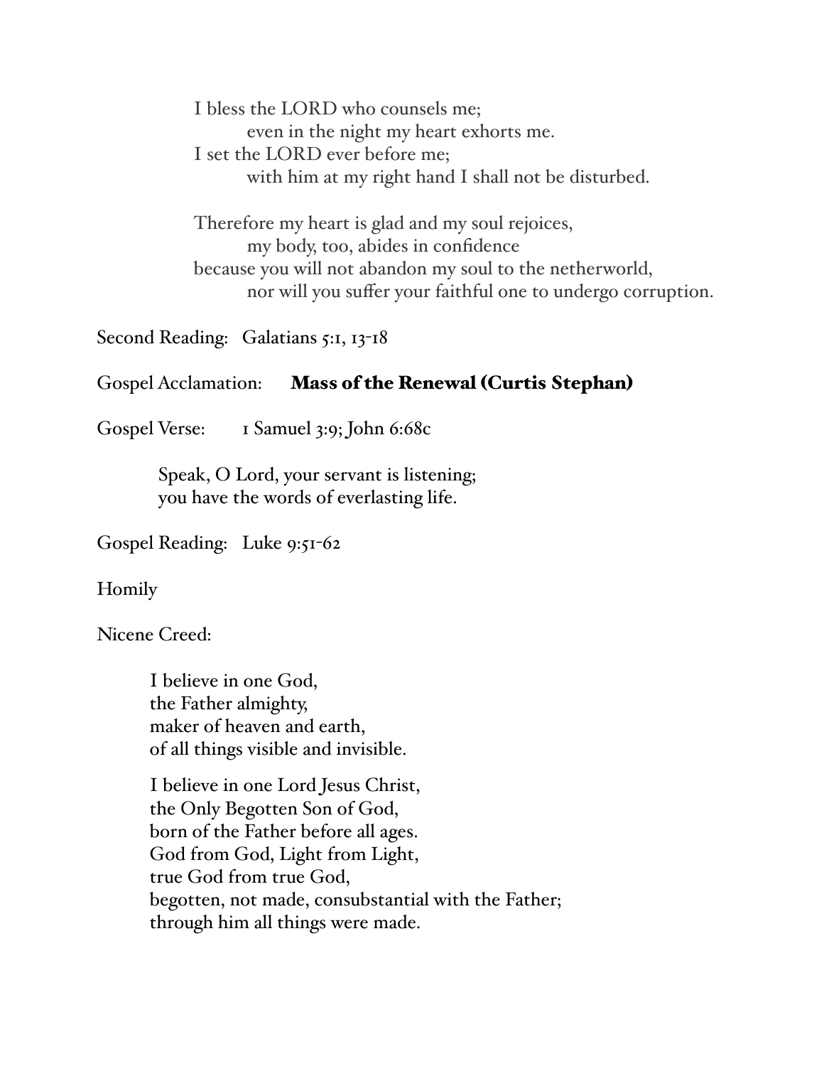I bless the LORD who counsels me;
    even in the night my heart exhorts me.
I set the LORD ever before me;
    with him at my right hand I shall not be disturbed.

Therefore my heart is glad and my soul rejoices,
    my body, too, abides in confidence
because you will not abandon my soul to the netherworld,
    nor will you suffer your faithful one to undergo corruption.

Second Reading: Galatians 5:1, 13-18

Gospel Acclamation: **Mass of the Renewal (Curtis Stephan)**

Gospel Verse: 1 Samuel 3:9; John 6:68c

Speak, O Lord, your servant is listening;
you have the words of everlasting life.

Gospel Reading: Luke 9:51-62

Homily

Nicene Creed:

I believe in one God,
the Father almighty,
maker of heaven and earth,
of all things visible and invisible.

I believe in one Lord Jesus Christ,
the Only Begotten Son of God,
born of the Father before all ages.
God from God, Light from Light,
true God from true God,
begotten, not made, consubstantial with the Father;
through him all things were made.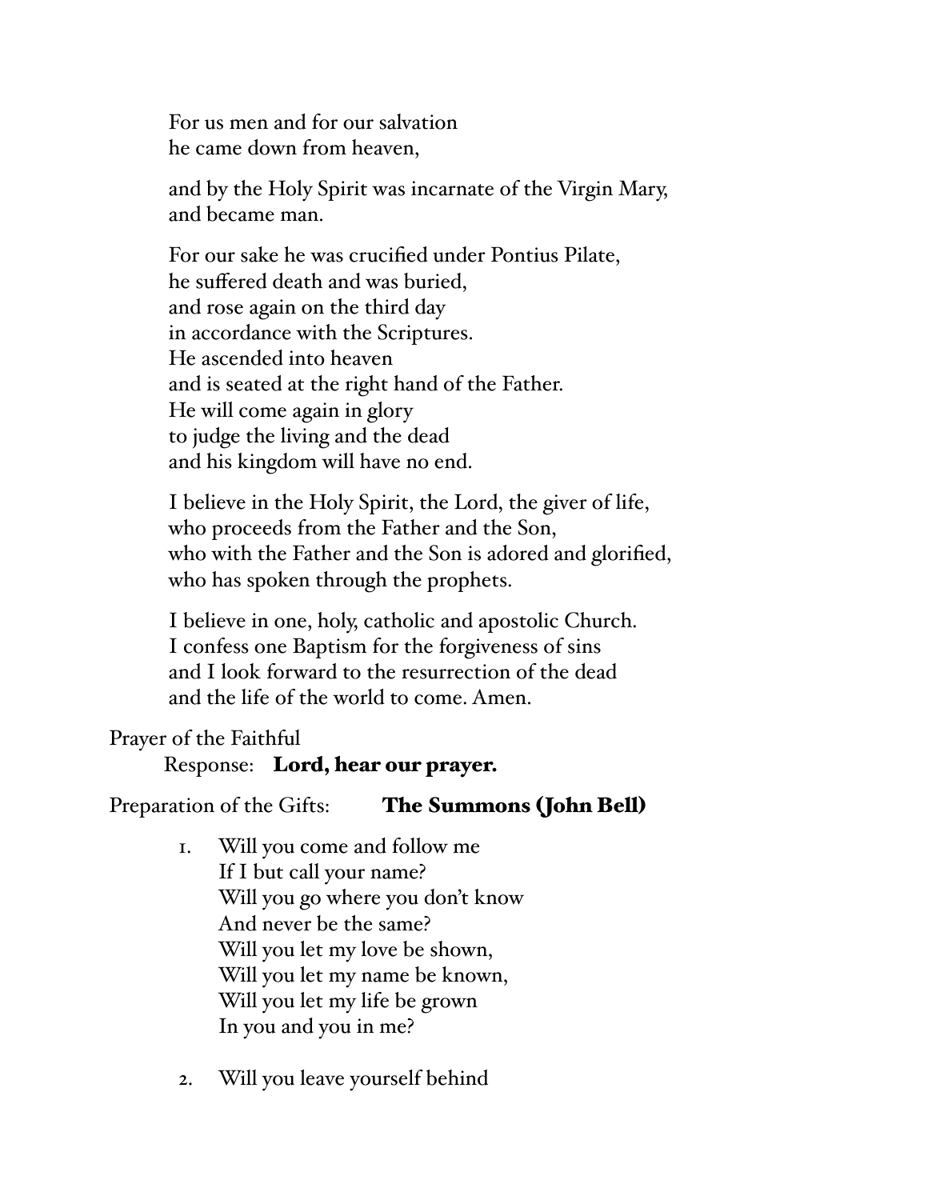For us men and for our salvation
he came down from heaven,

and by the Holy Spirit was incarnate of the Virgin Mary,
and became man.

For our sake he was crucified under Pontius Pilate,
he suffered death and was buried,
and rose again on the third day
in accordance with the Scriptures.
He ascended into heaven
and is seated at the right hand of the Father.
He will come again in glory
to judge the living and the dead
and his kingdom will have no end.

I believe in the Holy Spirit, the Lord, the giver of life,
who proceeds from the Father and the Son,
who with the Father and the Son is adored and glorified,
who has spoken through the prophets.

I believe in one, holy, catholic and apostolic Church.
I confess one Baptism for the forgiveness of sins
and I look forward to the resurrection of the dead
and the life of the world to come. Amen.

Prayer of the Faithful

Response: **Lord, hear our prayer.**

Preparation of the Gifts: **The Summons (John Bell)**

1. Will you come and follow me
   If I but call your name?
   Will you go where you don't know
   And never be the same?
   Will you let my love be shown,
   Will you let my name be known,
   Will you let my life be grown
   In you and you in me?

2. Will you leave yourself behind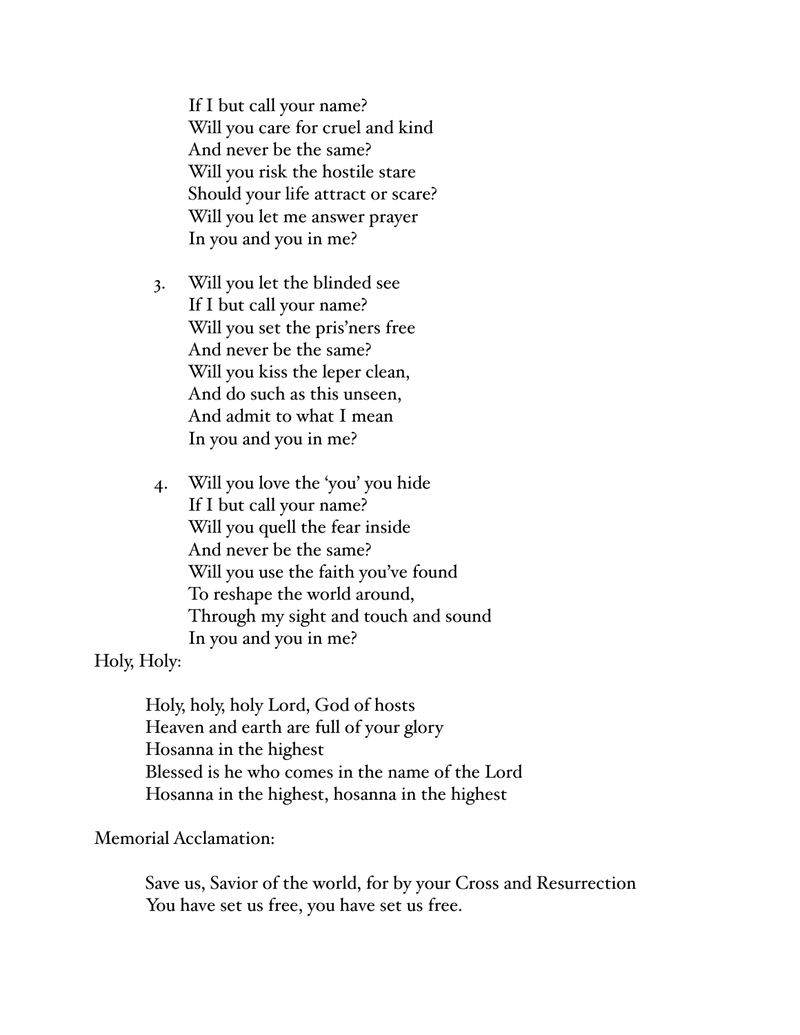If I but call your name?  
Will you care for cruel and kind  
And never be the same?  
Will you risk the hostile stare  
Should your life attract or scare?  
Will you let me answer prayer  
In you and you in me?

3. Will you let the blinded see  
If I but call your name?  
Will you set the pris'ners free  
And never be the same?  
Will you kiss the leper clean,  
And do such as this unseen,  
And admit to what I mean  
In you and you in me?

4. Will you love the 'you' you hide  
If I but call your name?  
Will you quell the fear inside  
And never be the same?  
Will you use the faith you've found  
To reshape the world around,  
Through my sight and touch and sound  
In you and you in me?

Holy, Holy:

Holy, holy, holy Lord, God of hosts  
Heaven and earth are full of your glory  
Hosanna in the highest  
Blessed is he who comes in the name of the Lord  
Hosanna in the highest, hosanna in the highest

Memorial Acclamation:

Save us, Savior of the world, for by your Cross and Resurrection  
You have set us free, you have set us free.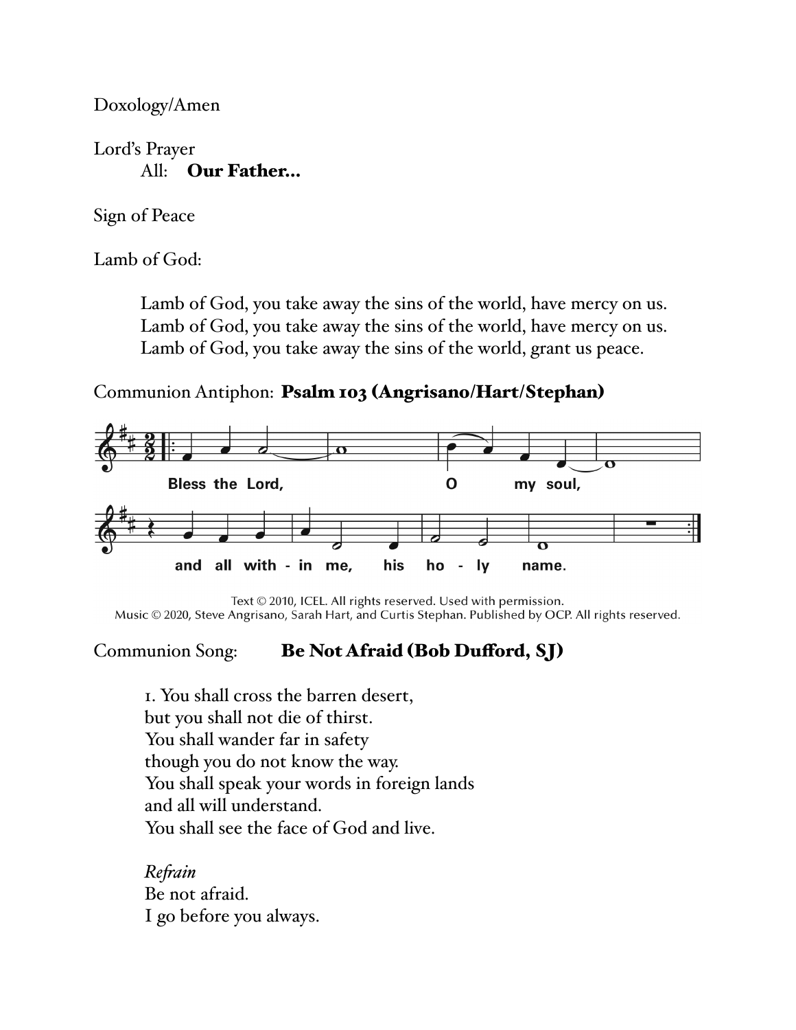Doxology/Amen

Lord's Prayer
All: **Our Father...**

Sign of Peace

Lamb of God:

Lamb of God, you take away the sins of the world, have mercy on us.
Lamb of God, you take away the sins of the world, have mercy on us.
Lamb of God, you take away the sins of the world, grant us peace.

Communion Antiphon: **Psalm 103 (Angrisano/Hart/Stephan)**

Bless the Lord, O my soul, and all within me, his holy name.

Text © 2010, ICEL. All rights reserved. Used with permission.
Music © 2020, Steve Angrisano, Sarah Hart, and Curtis Stephan. Published by OCP. All rights reserved.

Communion Song: **Be Not Afraid (Bob Dufford, SJ)**

1. You shall cross the barren desert,
but you shall not die of thirst.
You shall wander far in safety
though you do not know the way.
You shall speak your words in foreign lands
and all will understand.
You shall see the face of God and live.

*Refrain*
Be not afraid.
I go before you always.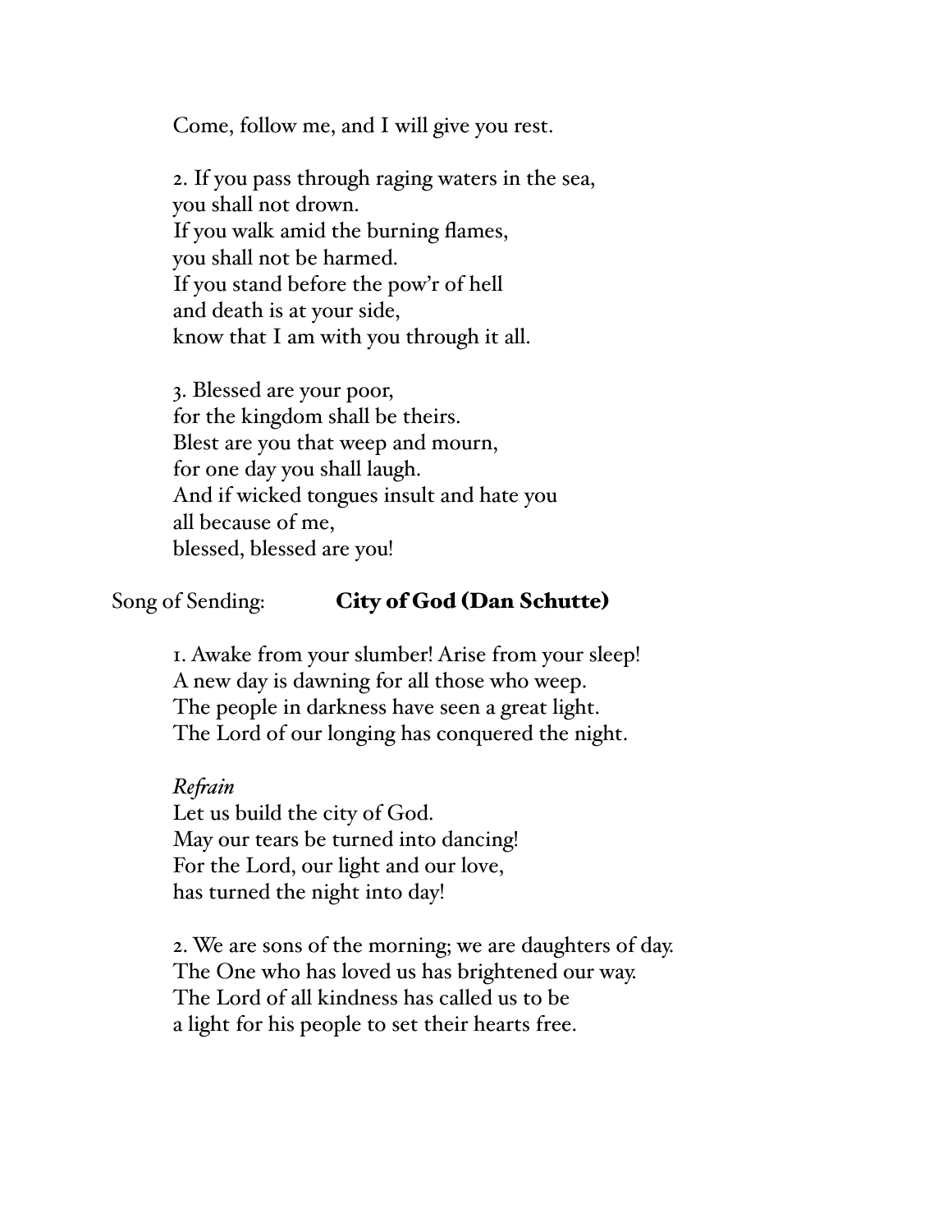Come, follow me, and I will give you rest.

2. If you pass through raging waters in the sea,
you shall not drown.
If you walk amid the burning flames,
you shall not be harmed.
If you stand before the pow'r of hell
and death is at your side,
know that I am with you through it all.

3. Blessed are your poor,
for the kingdom shall be theirs.
Blest are you that weep and mourn,
for one day you shall laugh.
And if wicked tongues insult and hate you
all because of me,
blessed, blessed are you!

Song of Sending: **City of God (Dan Schutte)**

1. Awake from your slumber! Arise from your sleep!
A new day is dawning for all those who weep.
The people in darkness have seen a great light.
The Lord of our longing has conquered the night.

*Refrain*
Let us build the city of God.
May our tears be turned into dancing!
For the Lord, our light and our love,
has turned the night into day!

2. We are sons of the morning; we are daughters of day.
The One who has loved us has brightened our way.
The Lord of all kindness has called us to be
a light for his people to set their hearts free.